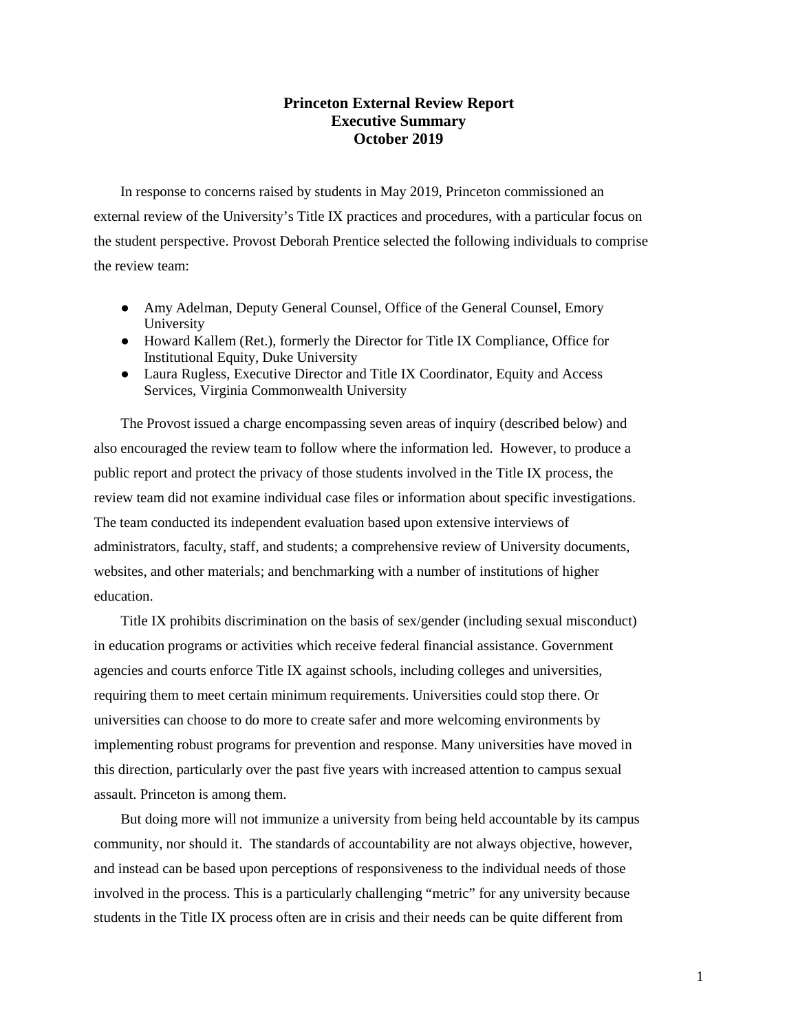# Princeton External Review Report
## Executive Summary
### October 2019

In response to concerns raised by students in May 2019, Princeton commissioned an external review of the University's Title IX practices and procedures, with a particular focus on the student perspective. Provost Deborah Prentice selected the following individuals to comprise the review team:

- Amy Adelman, Deputy General Counsel, Office of the General Counsel, Emory University
- Howard Kallem (Ret.), formerly the Director for Title IX Compliance, Office for Institutional Equity, Duke University
- Laura Rugless, Executive Director and Title IX Coordinator, Equity and Access Services, Virginia Commonwealth University

The Provost issued a charge encompassing seven areas of inquiry (described below) and also encouraged the review team to follow where the information led. However, to produce a public report and protect the privacy of those students involved in the Title IX process, the review team did not examine individual case files or information about specific investigations. The team conducted its independent evaluation based upon extensive interviews of administrators, faculty, staff, and students; a comprehensive review of University documents, websites, and other materials; and benchmarking with a number of institutions of higher education.

Title IX prohibits discrimination on the basis of sex/gender (including sexual misconduct) in education programs or activities which receive federal financial assistance. Government agencies and courts enforce Title IX against schools, including colleges and universities, requiring them to meet certain minimum requirements. Universities could stop there. Or universities can choose to do more to create safer and more welcoming environments by implementing robust programs for prevention and response. Many universities have moved in this direction, particularly over the past five years with increased attention to campus sexual assault. Princeton is among them.

But doing more will not immunize a university from being held accountable by its campus community, nor should it. The standards of accountability are not always objective, however, and instead can be based upon perceptions of responsiveness to the individual needs of those involved in the process. This is a particularly challenging "metric" for any university because students in the Title IX process often are in crisis and their needs can be quite different from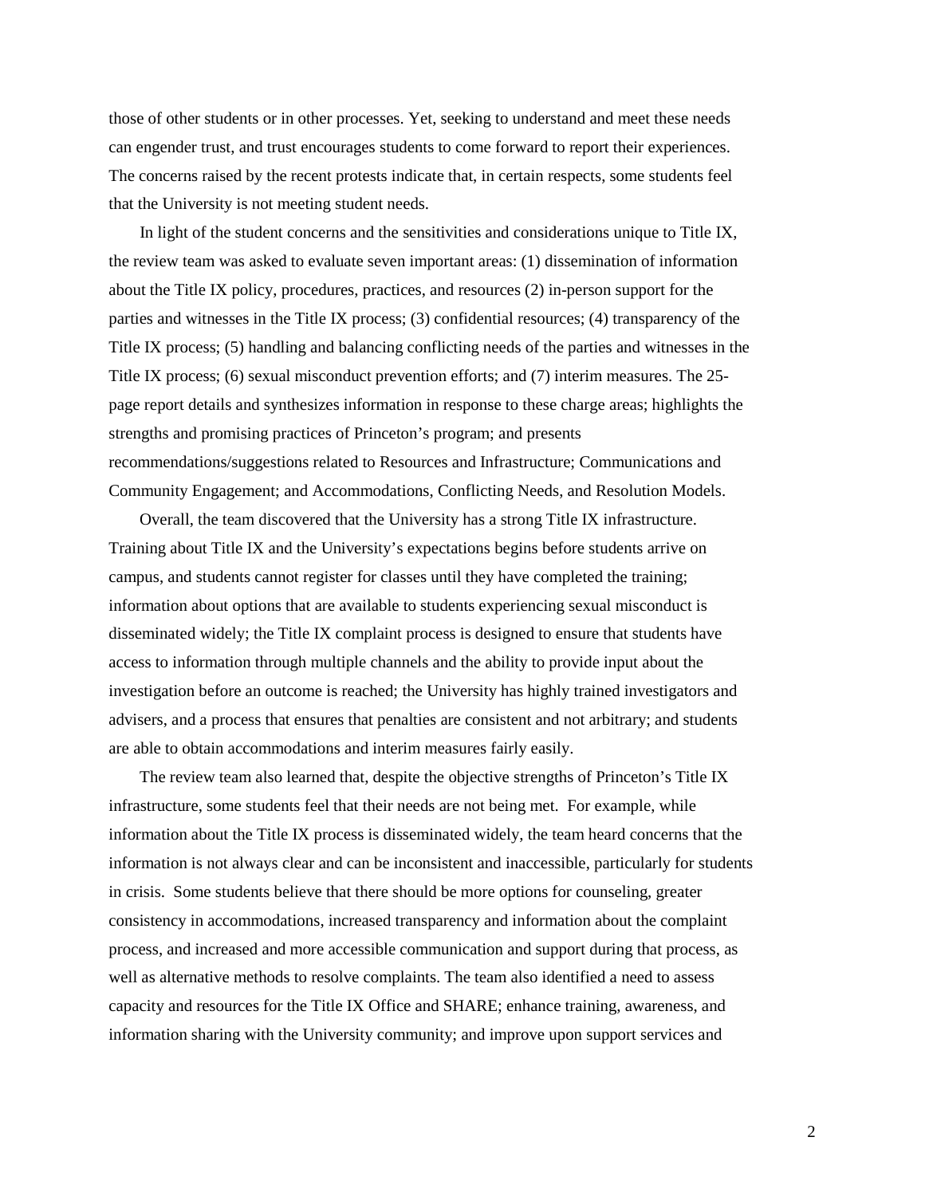those of other students or in other processes. Yet, seeking to understand and meet these needs can engender trust, and trust encourages students to come forward to report their experiences. The concerns raised by the recent protests indicate that, in certain respects, some students feel that the University is not meeting student needs.

In light of the student concerns and the sensitivities and considerations unique to Title IX, the review team was asked to evaluate seven important areas: (1) dissemination of information about the Title IX policy, procedures, practices, and resources (2) in-person support for the parties and witnesses in the Title IX process; (3) confidential resources; (4) transparency of the Title IX process; (5) handling and balancing conflicting needs of the parties and witnesses in the Title IX process; (6) sexual misconduct prevention efforts; and (7) interim measures. The 25-page report details and synthesizes information in response to these charge areas; highlights the strengths and promising practices of Princeton's program; and presents recommendations/suggestions related to Resources and Infrastructure; Communications and Community Engagement; and Accommodations, Conflicting Needs, and Resolution Models.

Overall, the team discovered that the University has a strong Title IX infrastructure. Training about Title IX and the University's expectations begins before students arrive on campus, and students cannot register for classes until they have completed the training; information about options that are available to students experiencing sexual misconduct is disseminated widely; the Title IX complaint process is designed to ensure that students have access to information through multiple channels and the ability to provide input about the investigation before an outcome is reached; the University has highly trained investigators and advisers, and a process that ensures that penalties are consistent and not arbitrary; and students are able to obtain accommodations and interim measures fairly easily.

The review team also learned that, despite the objective strengths of Princeton's Title IX infrastructure, some students feel that their needs are not being met. For example, while information about the Title IX process is disseminated widely, the team heard concerns that the information is not always clear and can be inconsistent and inaccessible, particularly for students in crisis. Some students believe that there should be more options for counseling, greater consistency in accommodations, increased transparency and information about the complaint process, and increased and more accessible communication and support during that process, as well as alternative methods to resolve complaints. The team also identified a need to assess capacity and resources for the Title IX Office and SHARE; enhance training, awareness, and information sharing with the University community; and improve upon support services and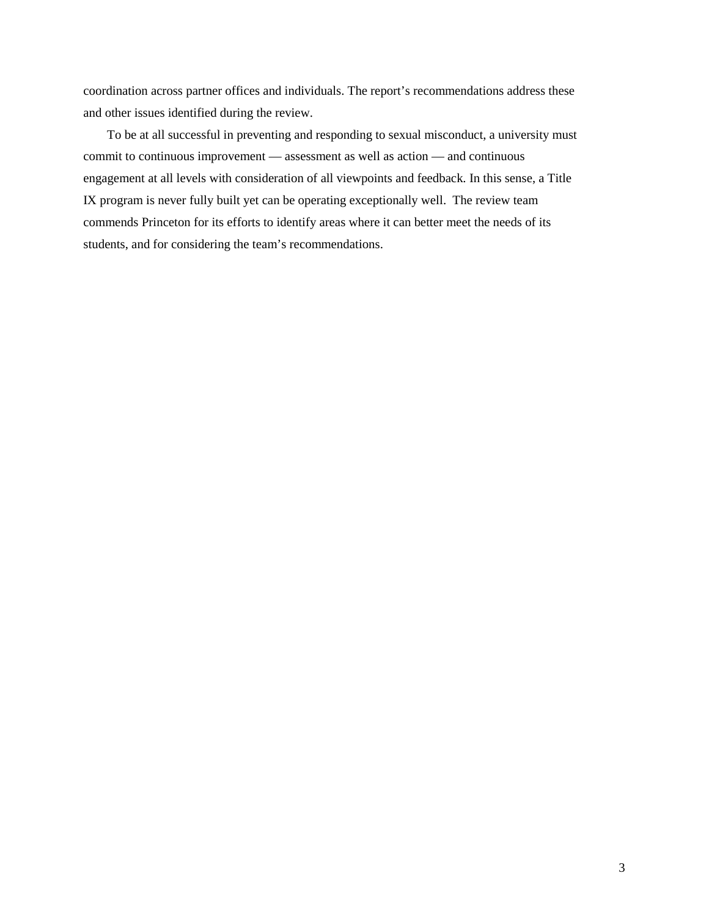coordination across partner offices and individuals. The report's recommendations address these and other issues identified during the review.

To be at all successful in preventing and responding to sexual misconduct, a university must commit to continuous improvement — assessment as well as action — and continuous engagement at all levels with consideration of all viewpoints and feedback. In this sense, a Title IX program is never fully built yet can be operating exceptionally well. The review team commends Princeton for its efforts to identify areas where it can better meet the needs of its students, and for considering the team's recommendations.